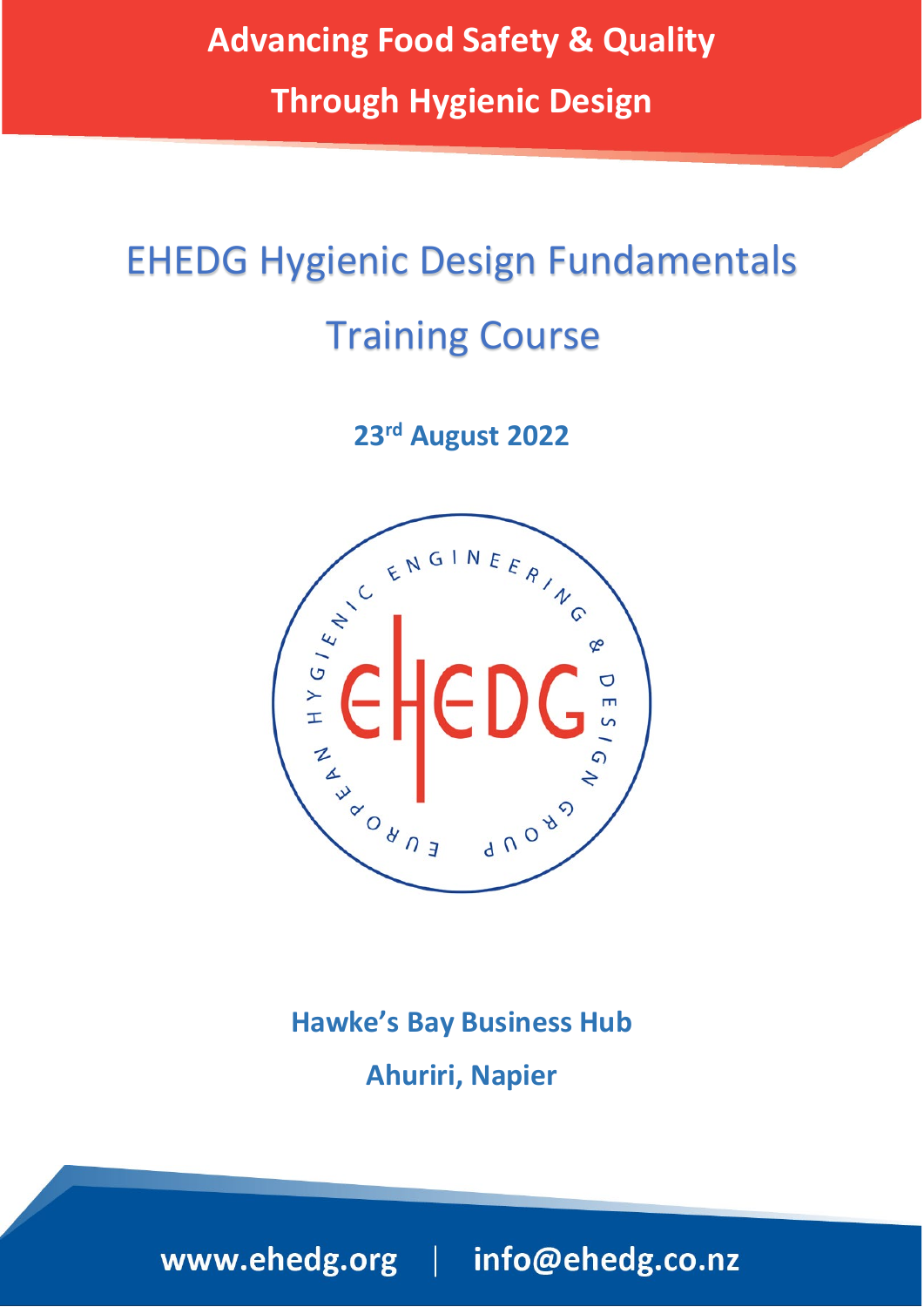**Advancing Food Safety & Quality**

**Through Hygienic Design**

# EHEDG Hygienic Design Fundamentals Training Course

**23rd August 2022**

**Hawke's Bay Business Hub**

**Ahuriri, Napier**

www.ehedg.org | info@ehedg.co.nz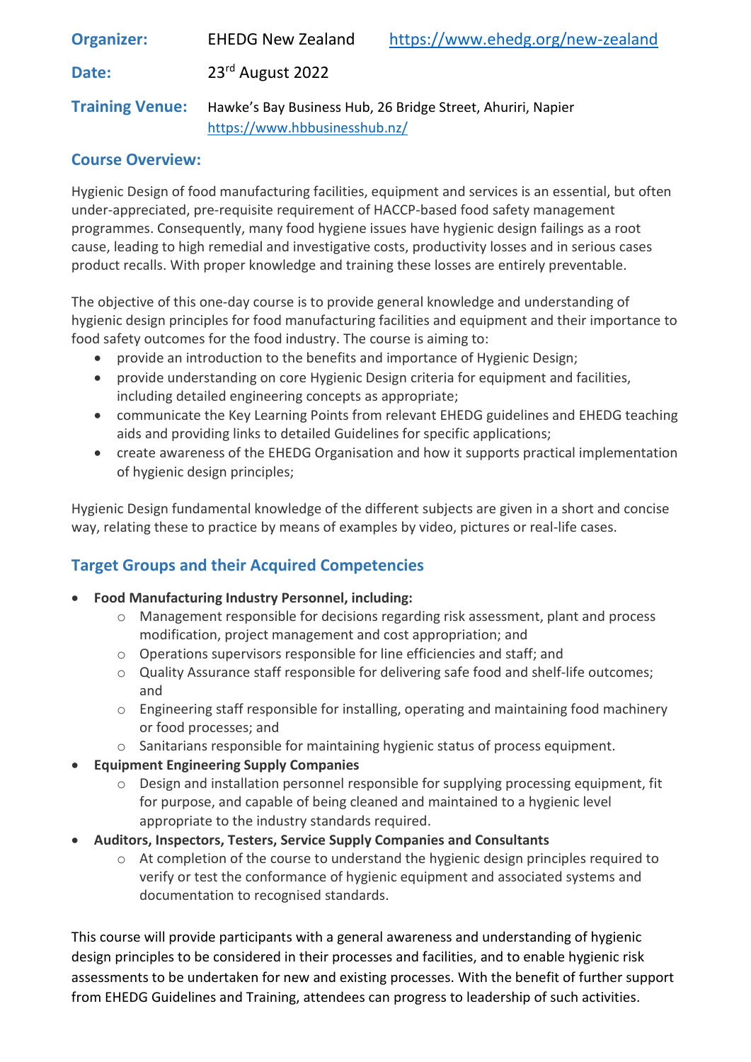**Organizer:** EHEDG New Zealand https://www.ehedg.org/new-zealand

**Date:** 23rd August 2022

**Training Venue:** Hawke's Bay Business Hub, 26 Bridge Street, Ahuriri, Napier
https://www.hbbusinesshub.nz/

## Course Overview:

Hygienic Design of food manufacturing facilities, equipment and services is an essential, but often under-appreciated, pre-requisite requirement of HACCP-based food safety management programmes. Consequently, many food hygiene issues have hygienic design failings as a root cause, leading to high remedial and investigative costs, productivity losses and in serious cases product recalls. With proper knowledge and training these losses are entirely preventable.

The objective of this one-day course is to provide general knowledge and understanding of hygienic design principles for food manufacturing facilities and equipment and their importance to food safety outcomes for the food industry. The course is aiming to:

- provide an introduction to the benefits and importance of Hygienic Design;
- provide understanding on core Hygienic Design criteria for equipment and facilities, including detailed engineering concepts as appropriate;
- communicate the Key Learning Points from relevant EHEDG guidelines and EHEDG teaching aids and providing links to detailed Guidelines for specific applications;
- create awareness of the EHEDG Organisation and how it supports practical implementation of hygienic design principles;

Hygienic Design fundamental knowledge of the different subjects are given in a short and concise way, relating these to practice by means of examples by video, pictures or real-life cases.

## Target Groups and their Acquired Competencies

- **Food Manufacturing Industry Personnel, including:**
  - Management responsible for decisions regarding risk assessment, plant and process modification, project management and cost appropriation; and
  - Operations supervisors responsible for line efficiencies and staff; and
  - Quality Assurance staff responsible for delivering safe food and shelf-life outcomes; and
  - Engineering staff responsible for installing, operating and maintaining food machinery or food processes; and
  - Sanitarians responsible for maintaining hygienic status of process equipment.
- **Equipment Engineering Supply Companies**
  - Design and installation personnel responsible for supplying processing equipment, fit for purpose, and capable of being cleaned and maintained to a hygienic level appropriate to the industry standards required.
- **Auditors, Inspectors, Testers, Service Supply Companies and Consultants**
  - At completion of the course to understand the hygienic design principles required to verify or test the conformance of hygienic equipment and associated systems and documentation to recognised standards.

This course will provide participants with a general awareness and understanding of hygienic design principles to be considered in their processes and facilities, and to enable hygienic risk assessments to be undertaken for new and existing processes. With the benefit of further support from EHEDG Guidelines and Training, attendees can progress to leadership of such activities.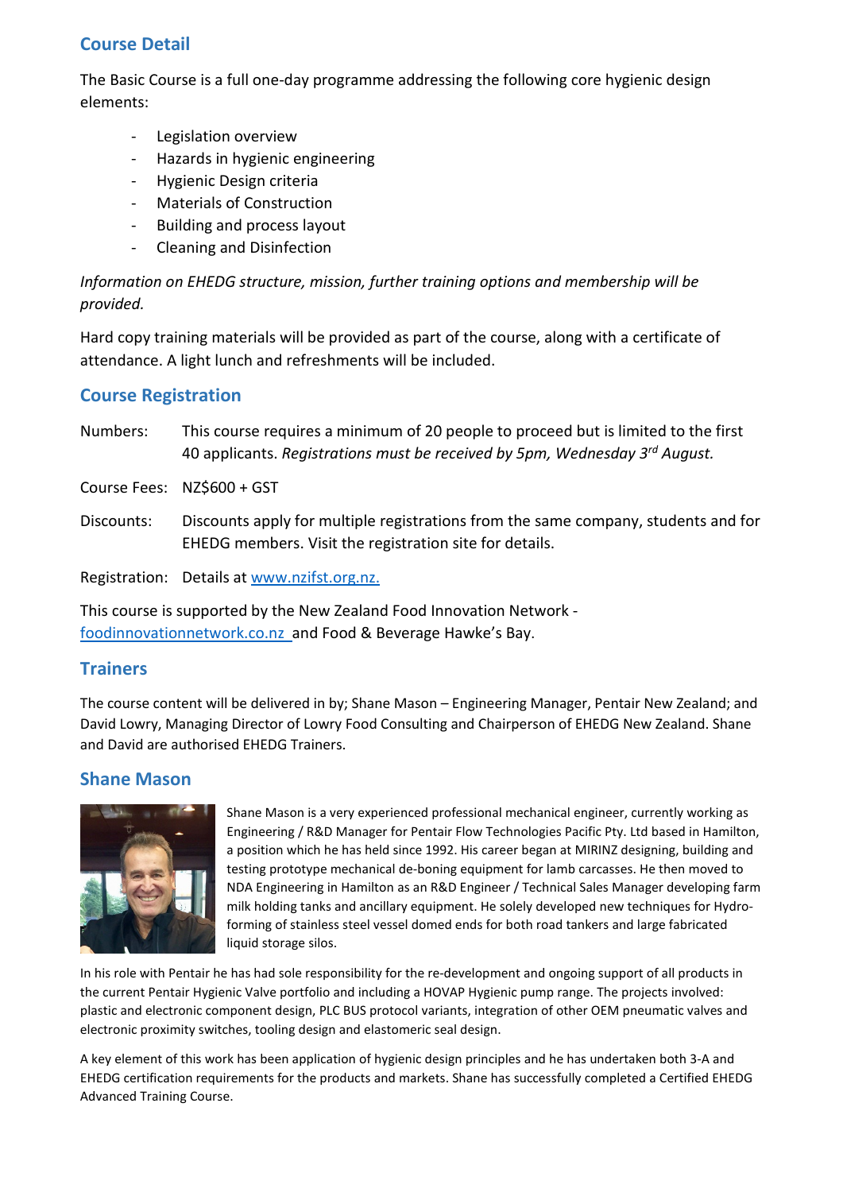## Course Detail

The Basic Course is a full one-day programme addressing the following core hygienic design elements:

- Legislation overview
- Hazards in hygienic engineering
- Hygienic Design criteria
- Materials of Construction
- Building and process layout
- Cleaning and Disinfection

*Information on EHEDG structure, mission, further training options and membership will be provided.*

Hard copy training materials will be provided as part of the course, along with a certificate of attendance. A light lunch and refreshments will be included.

## Course Registration

Numbers: This course requires a minimum of 20 people to proceed but is limited to the first 40 applicants. *Registrations must be received by 5pm, Wednesday 3rd August.*

Course Fees: NZ$600 + GST

Discounts: Discounts apply for multiple registrations from the same company, students and for EHEDG members. Visit the registration site for details.

Registration: Details at www.nzifst.org.nz.

This course is supported by the New Zealand Food Innovation Network - foodinnovationnetwork.co.nz and Food & Beverage Hawke's Bay.

## Trainers

The course content will be delivered in by; Shane Mason – Engineering Manager, Pentair New Zealand; and David Lowry, Managing Director of Lowry Food Consulting and Chairperson of EHEDG New Zealand. Shane and David are authorised EHEDG Trainers.

## Shane Mason

Shane Mason is a very experienced professional mechanical engineer, currently working as Engineering / R&D Manager for Pentair Flow Technologies Pacific Pty. Ltd based in Hamilton, a position which he has held since 1992. His career began at MIRINZ designing, building and testing prototype mechanical de-boning equipment for lamb carcasses. He then moved to NDA Engineering in Hamilton as an R&D Engineer / Technical Sales Manager developing farm milk holding tanks and ancillary equipment. He solely developed new techniques for Hydro-forming of stainless steel vessel domed ends for both road tankers and large fabricated liquid storage silos.

In his role with Pentair he has had sole responsibility for the re-development and ongoing support of all products in the current Pentair Hygienic Valve portfolio and including a HOVAP Hygienic pump range. The projects involved: plastic and electronic component design, PLC BUS protocol variants, integration of other OEM pneumatic valves and electronic proximity switches, tooling design and elastomeric seal design.

A key element of this work has been application of hygienic design principles and he has undertaken both 3-A and EHEDG certification requirements for the products and markets. Shane has successfully completed a Certified EHEDG Advanced Training Course.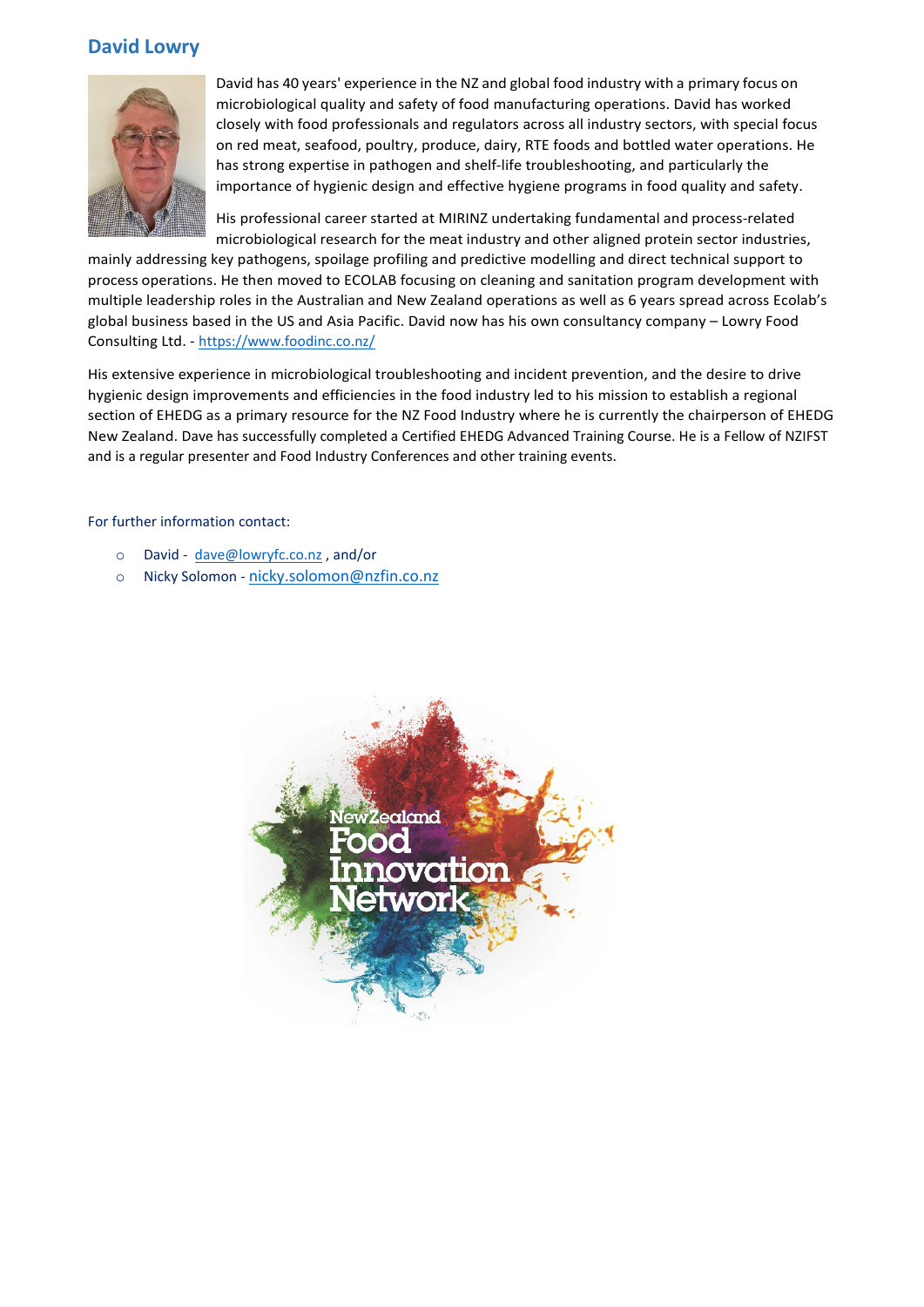## David Lowry

David has 40 years' experience in the NZ and global food industry with a primary focus on microbiological quality and safety of food manufacturing operations. David has worked closely with food professionals and regulators across all industry sectors, with special focus on red meat, seafood, poultry, produce, dairy, RTE foods and bottled water operations. He has strong expertise in pathogen and shelf-life troubleshooting, and particularly the importance of hygienic design and effective hygiene programs in food quality and safety.

His professional career started at MIRINZ undertaking fundamental and process-related microbiological research for the meat industry and other aligned protein sector industries, mainly addressing key pathogens, spoilage profiling and predictive modelling and direct technical support to process operations. He then moved to ECOLAB focusing on cleaning and sanitation program development with multiple leadership roles in the Australian and New Zealand operations as well as 6 years spread across Ecolab's global business based in the US and Asia Pacific. David now has his own consultancy company – Lowry Food Consulting Ltd. - https://www.foodinc.co.nz/

His extensive experience in microbiological troubleshooting and incident prevention, and the desire to drive hygienic design improvements and efficiencies in the food industry led to his mission to establish a regional section of EHEDG as a primary resource for the NZ Food Industry where he is currently the chairperson of EHEDG New Zealand. Dave has successfully completed a Certified EHEDG Advanced Training Course. He is a Fellow of NZIFST and is a regular presenter and Food Industry Conferences and other training events.

For further information contact:

- David - dave@lowryfc.co.nz , and/or
- Nicky Solomon - nicky.solomon@nzfin.co.nz

New Zealand Food Innovation Network